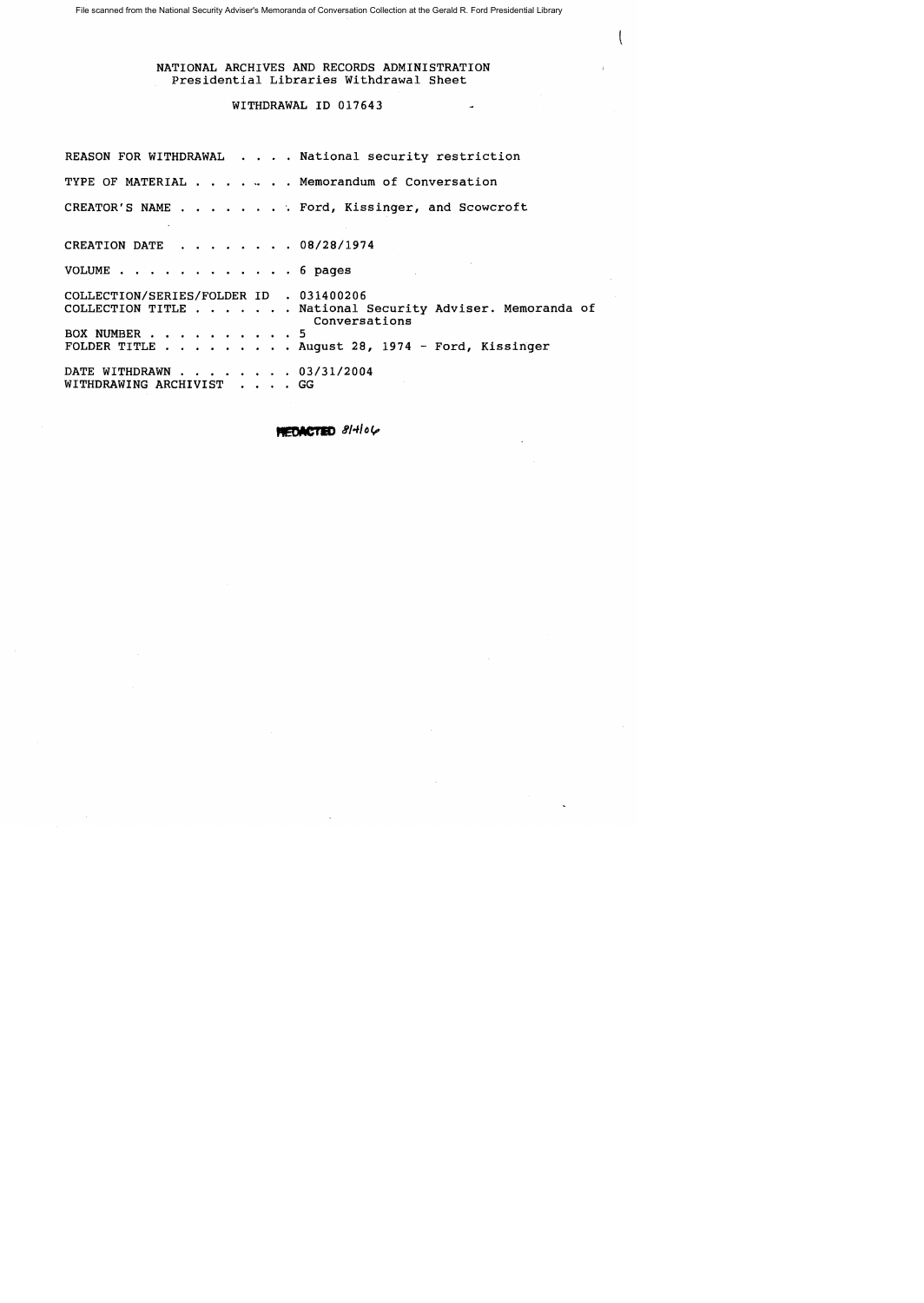File scanned from the National Security Adviser's Memoranda of Conversation Collection at the Gerald R. Ford Presidential Library

NATIONAL ARCHIVES AND RECORDS ADMINISTRATION
Presidential Libraries Withdrawal Sheet

WITHDRAWAL ID 017643

REASON FOR WITHDRAWAL . . . . National security restriction

TYPE OF MATERIAL . . . . . . . Memorandum of Conversation

CREATOR'S NAME . . . . . . . . Ford, Kissinger, and Scowcroft

CREATION DATE . . . . . . . . 08/28/1974

VOLUME . . . . . . . . . . . . 6 pages

COLLECTION/SERIES/FOLDER ID . 031400206
COLLECTION TITLE . . . . . . . National Security Adviser. Memoranda of Conversations
BOX NUMBER . . . . . . . . . . 5
FOLDER TITLE . . . . . . . . . August 28, 1974 - Ford, Kissinger

DATE WITHDRAWN . . . . . . . . 03/31/2004
WITHDRAWING ARCHIVIST . . . . GG

REDACTED 8/4/06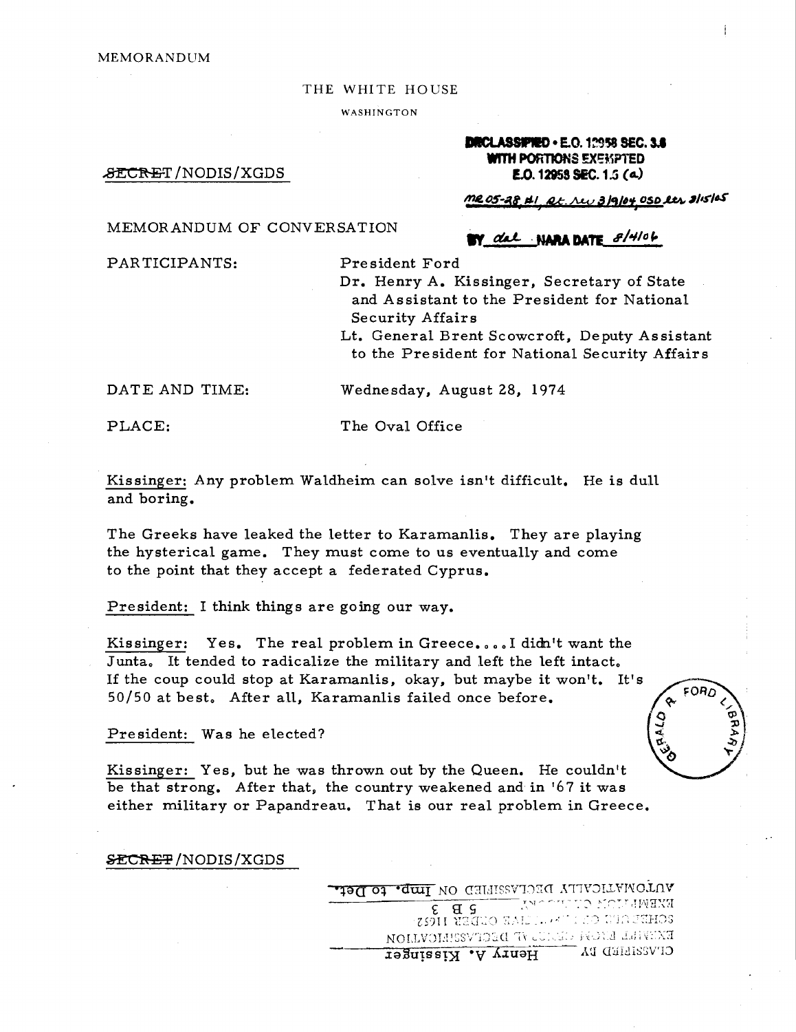MEMORANDUM

THE WHITE HOUSE

WASHINGTON

~~SECRET~~/NODIS/XGDS

DECLASSIFIED • E.O. 12958 SEC. 3.6
WITH PORTIONS EXEMPTED
E.O. 12958 SEC. 1.5 (a)

MR 05-28 #1, ot. rev 3/9/04, OSD ltr 3/15/05

BY dal NARA DATE 8/4/06

MEMORANDUM OF CONVERSATION

PARTICIPANTS: President Ford
Dr. Henry A. Kissinger, Secretary of State and Assistant to the President for National Security Affairs
Lt. General Brent Scowcroft, Deputy Assistant to the President for National Security Affairs

DATE AND TIME: Wednesday, August 28, 1974

PLACE: The Oval Office

Kissinger: Any problem Waldheim can solve isn't difficult. He is dull and boring.

The Greeks have leaked the letter to Karamanlis. They are playing the hysterical game. They must come to us eventually and come to the point that they accept a federated Cyprus.

President: I think things are going our way.

Kissinger: Yes. The real problem in Greece....I didn't want the Junta. It tended to radicalize the military and left the left intact. If the coup could stop at Karamanlis, okay, but maybe it won't. It's 50/50 at best. After all, Karamanlis failed once before.

President: Was he elected?

Kissinger: Yes, but he was thrown out by the Queen. He couldn't be that strong. After that, the country weakened and in '67 it was either military or Papandreau. That is our real problem in Greece.

~~SECRET~~/NODIS/XGDS

CLASSIFIED BY Henry A. Kissinger
EXEMPT FROM GENERAL DECLASSIFICATION
SCHEDULE OF EXECUTIVE ORDER 11652
EXEMPTION CATEGORY 5 B 3
AUTOMATICALLY DECLASSIFIED ON Imp. to Det.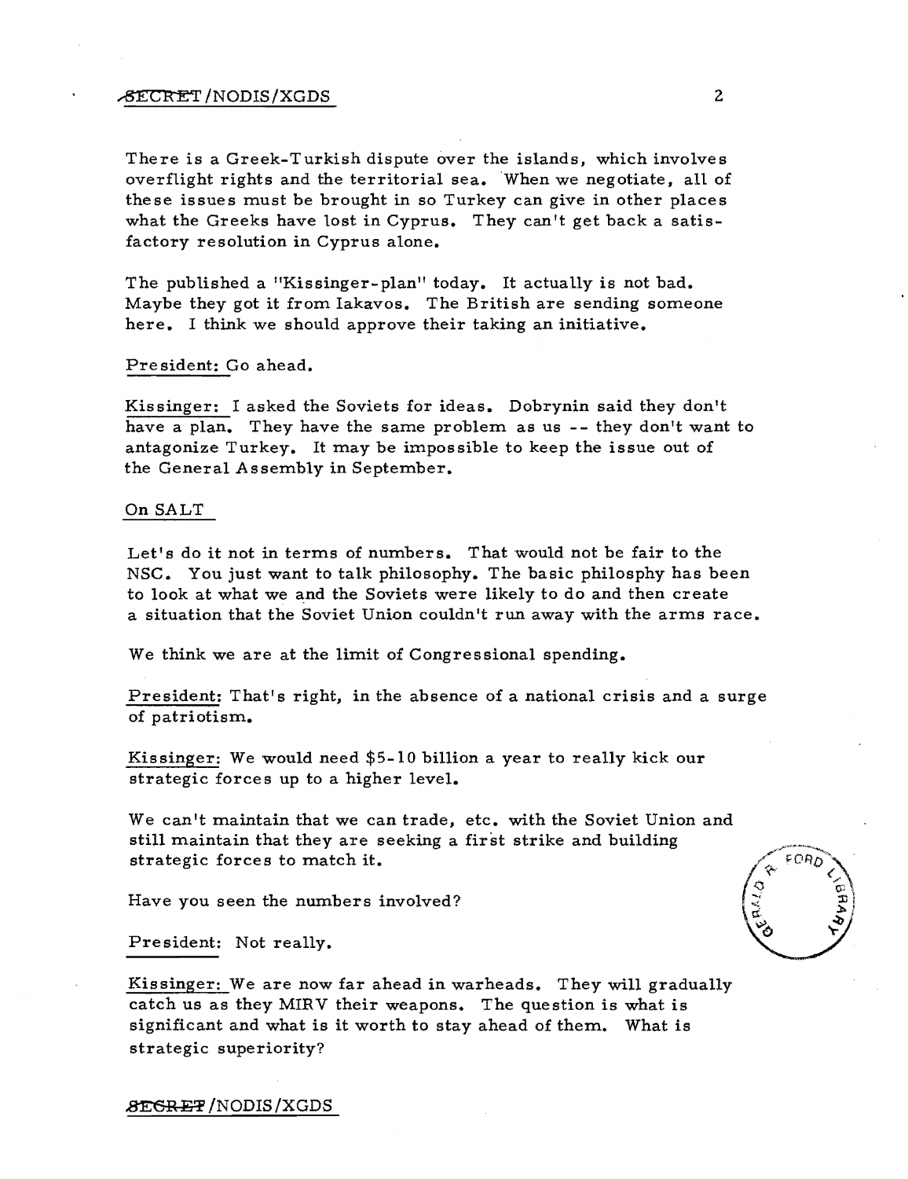There is a Greek-Turkish dispute over the islands, which involves overflight rights and the territorial sea. When we negotiate, all of these issues must be brought in so Turkey can give in other places what the Greeks have lost in Cyprus. They can't get back a satisfactory resolution in Cyprus alone.

The published a "Kissinger-plan" today. It actually is not bad. Maybe they got it from Iakavos. The British are sending someone here. I think we should approve their taking an initiative.

President: Go ahead.

Kissinger: I asked the Soviets for ideas. Dobrynin said they don't have a plan. They have the same problem as us -- they don't want to antagonize Turkey. It may be impossible to keep the issue out of the General Assembly in September.

On SALT

Let's do it not in terms of numbers. That would not be fair to the NSC. You just want to talk philosophy. The basic philosphy has been to look at what we and the Soviets were likely to do and then create a situation that the Soviet Union couldn't run away with the arms race.

We think we are at the limit of Congressional spending.

President: That's right, in the absence of a national crisis and a surge of patriotism.

Kissinger: We would need $5-10 billion a year to really kick our strategic forces up to a higher level.

We can't maintain that we can trade, etc. with the Soviet Union and still maintain that they are seeking a first strike and building strategic forces to match it.

Have you seen the numbers involved?

President: Not really.

Kissinger: We are now far ahead in warheads. They will gradually catch us as they MIRV their weapons. The question is what is significant and what is it worth to stay ahead of them. What is strategic superiority?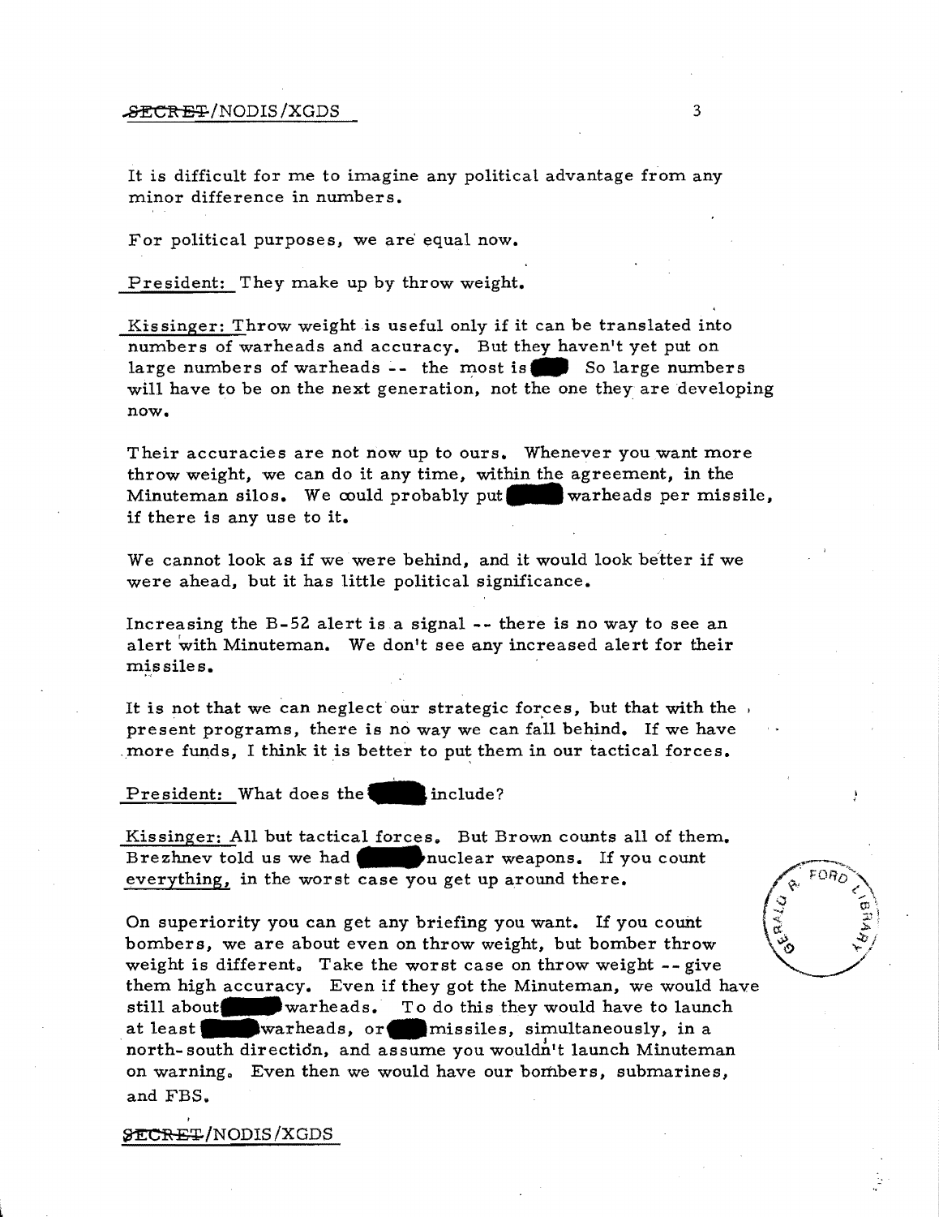It is difficult for me to imagine any political advantage from any minor difference in numbers.

For political purposes, we are equal now.

President: They make up by throw weight.

Kissinger: Throw weight is useful only if it can be translated into numbers of warheads and accuracy. But they haven't yet put on large numbers of warheads -- the most is [redacted] So large numbers will have to be on the next generation, not the one they are developing now.

Their accuracies are not now up to ours. Whenever you want more throw weight, we can do it any time, within the agreement, in the Minuteman silos. We could probably put [redacted] warheads per missile, if there is any use to it.

We cannot look as if we were behind, and it would look better if we were ahead, but it has little political significance.

Increasing the B-52 alert is a signal -- there is no way to see an alert with Minuteman. We don't see any increased alert for their missiles.

It is not that we can neglect our strategic forces, but that with the present programs, there is no way we can fall behind. If we have more funds, I think it is better to put them in our tactical forces.

President: What does the [redacted] include?

Kissinger: All but tactical forces. But Brown counts all of them. Brezhnev told us we had [redacted] nuclear weapons. If you count everything, in the worst case you get up around there.

On superiority you can get any briefing you want. If you count bombers, we are about even on throw weight, but bomber throw weight is different. Take the worst case on throw weight -- give them high accuracy. Even if they got the Minuteman, we would have still about [redacted] warheads. To do this they would have to launch at least [redacted] warheads, or [redacted] missiles, simultaneously, in a north-south direction, and assume you wouldn't launch Minuteman on warning. Even then we would have our bombers, submarines, and FBS.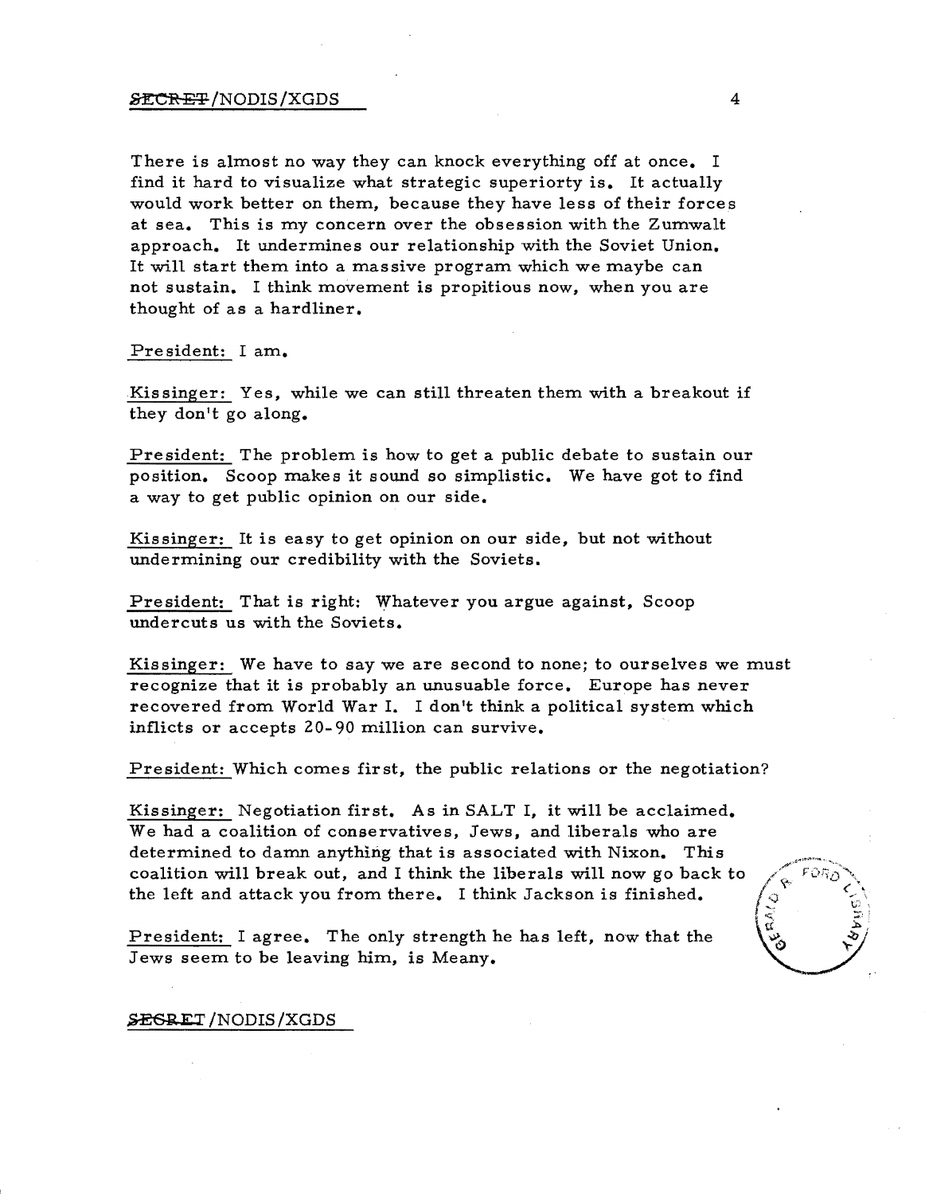There is almost no way they can knock everything off at once. I find it hard to visualize what strategic superiorty is. It actually would work better on them, because they have less of their forces at sea. This is my concern over the obsession with the Zumwalt approach. It undermines our relationship with the Soviet Union. It will start them into a massive program which we maybe can not sustain. I think movement is propitious now, when you are thought of as a hardliner.

President: I am.

Kissinger: Yes, while we can still threaten them with a breakout if they don't go along.

President: The problem is how to get a public debate to sustain our position. Scoop makes it sound so simplistic. We have got to find a way to get public opinion on our side.

Kissinger: It is easy to get opinion on our side, but not without undermining our credibility with the Soviets.

President: That is right: Whatever you argue against, Scoop undercuts us with the Soviets.

Kissinger: We have to say we are second to none; to ourselves we must recognize that it is probably an unusuable force. Europe has never recovered from World War I. I don't think a political system which inflicts or accepts 20-90 million can survive.

President: Which comes first, the public relations or the negotiation?

Kissinger: Negotiation first. As in SALT I, it will be acclaimed. We had a coalition of conservatives, Jews, and liberals who are determined to damn anything that is associated with Nixon. This coalition will break out, and I think the liberals will now go back to the left and attack you from there. I think Jackson is finished.

President: I agree. The only strength he has left, now that the Jews seem to be leaving him, is Meany.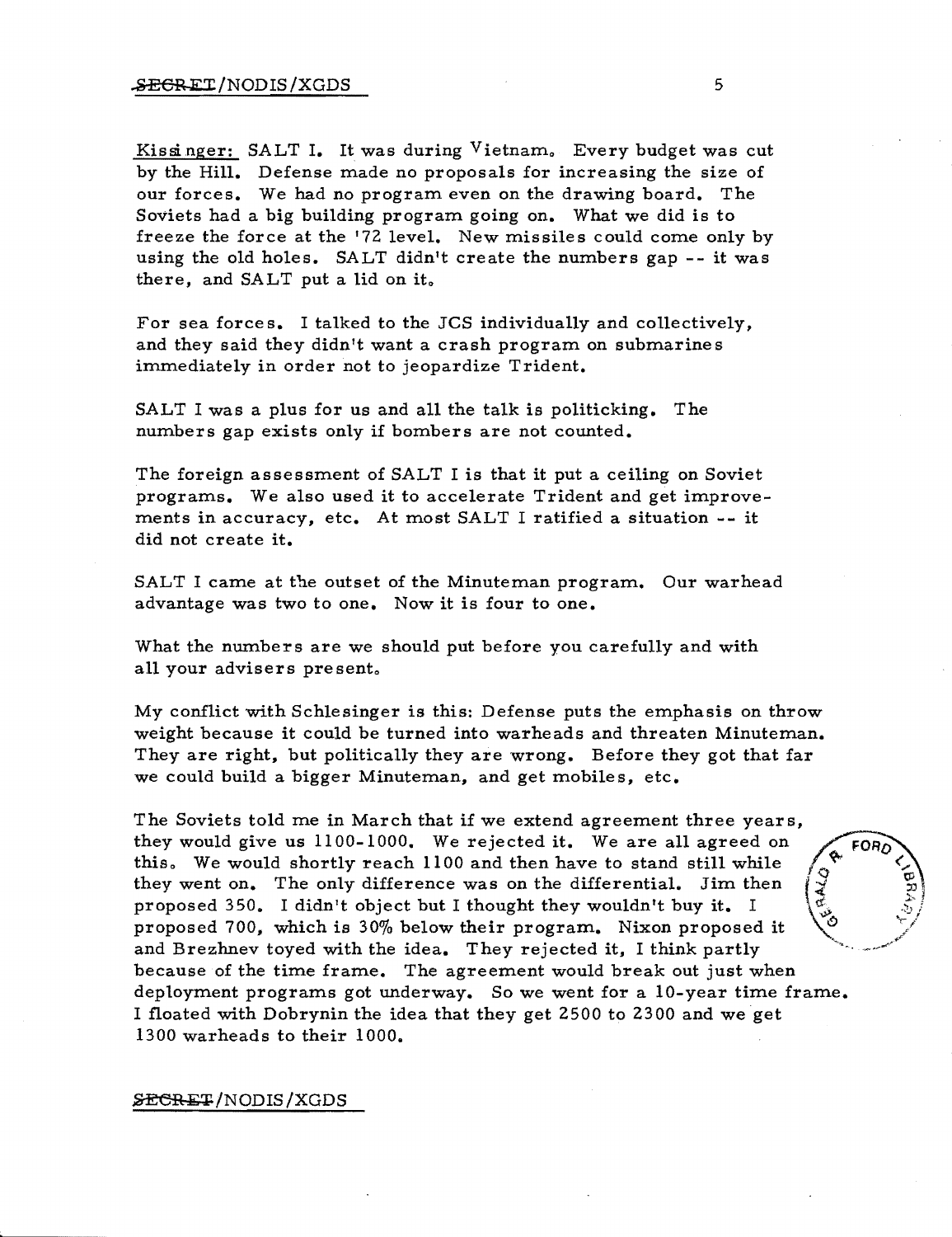Kissinger: SALT I. It was during Vietnam. Every budget was cut by the Hill. Defense made no proposals for increasing the size of our forces. We had no program even on the drawing board. The Soviets had a big building program going on. What we did is to freeze the force at the '72 level. New missiles could come only by using the old holes. SALT didn't create the numbers gap -- it was there, and SALT put a lid on it.

For sea forces. I talked to the JCS individually and collectively, and they said they didn't want a crash program on submarines immediately in order not to jeopardize Trident.

SALT I was a plus for us and all the talk is politicking. The numbers gap exists only if bombers are not counted.

The foreign assessment of SALT I is that it put a ceiling on Soviet programs. We also used it to accelerate Trident and get improvements in accuracy, etc. At most SALT I ratified a situation -- it did not create it.

SALT I came at the outset of the Minuteman program. Our warhead advantage was two to one. Now it is four to one.

What the numbers are we should put before you carefully and with all your advisers present.

My conflict with Schlesinger is this: Defense puts the emphasis on throw weight because it could be turned into warheads and threaten Minuteman. They are right, but politically they are wrong. Before they got that far we could build a bigger Minuteman, and get mobiles, etc.

The Soviets told me in March that if we extend agreement three years, they would give us 1100-1000. We rejected it. We are all agreed on this. We would shortly reach 1100 and then have to stand still while they went on. The only difference was on the differential. Jim then proposed 350. I didn't object but I thought they wouldn't buy it. I proposed 700, which is 30% below their program. Nixon proposed it and Brezhnev toyed with the idea. They rejected it, I think partly because of the time frame. The agreement would break out just when deployment programs got underway. So we went for a 10-year time frame. I floated with Dobrynin the idea that they get 2500 to 2300 and we get 1300 warheads to their 1000.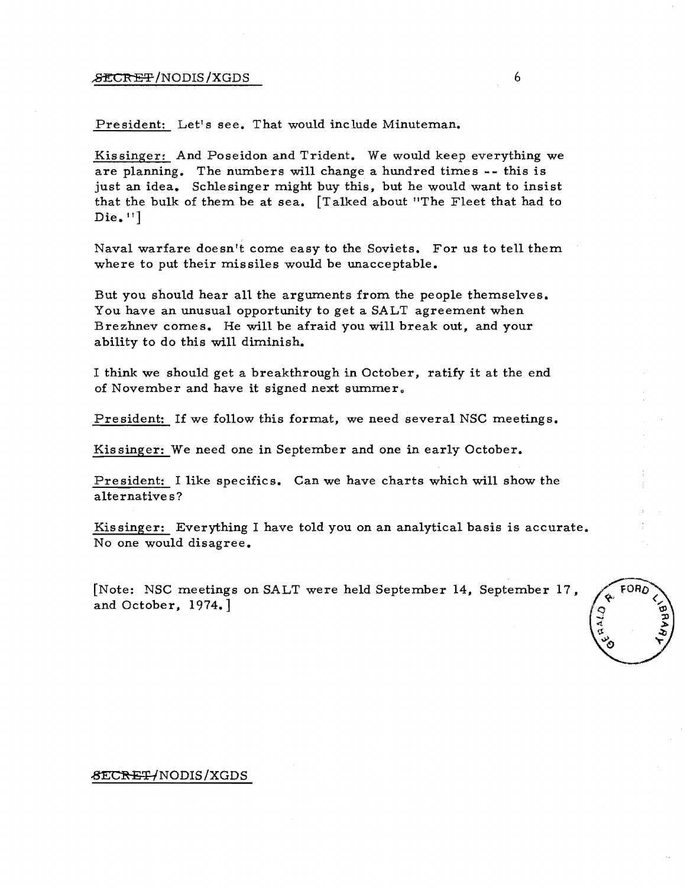President: Let's see. That would include Minuteman.

Kissinger: And Poseidon and Trident. We would keep everything we are planning. The numbers will change a hundred times -- this is just an idea. Schlesinger might buy this, but he would want to insist that the bulk of them be at sea. [Talked about "The Fleet that had to Die."]

Naval warfare doesn't come easy to the Soviets. For us to tell them where to put their missiles would be unacceptable.

But you should hear all the arguments from the people themselves. You have an unusual opportunity to get a SALT agreement when Brezhnev comes. He will be afraid you will break out, and your ability to do this will diminish.

I think we should get a breakthrough in October, ratify it at the end of November and have it signed next summer.

President: If we follow this format, we need several NSC meetings.

Kissinger: We need one in September and one in early October.

President: I like specifics. Can we have charts which will show the alternatives?

Kissinger: Everything I have told you on an analytical basis is accurate. No one would disagree.

[Note: NSC meetings on SALT were held September 14, September 17, and October, 1974.]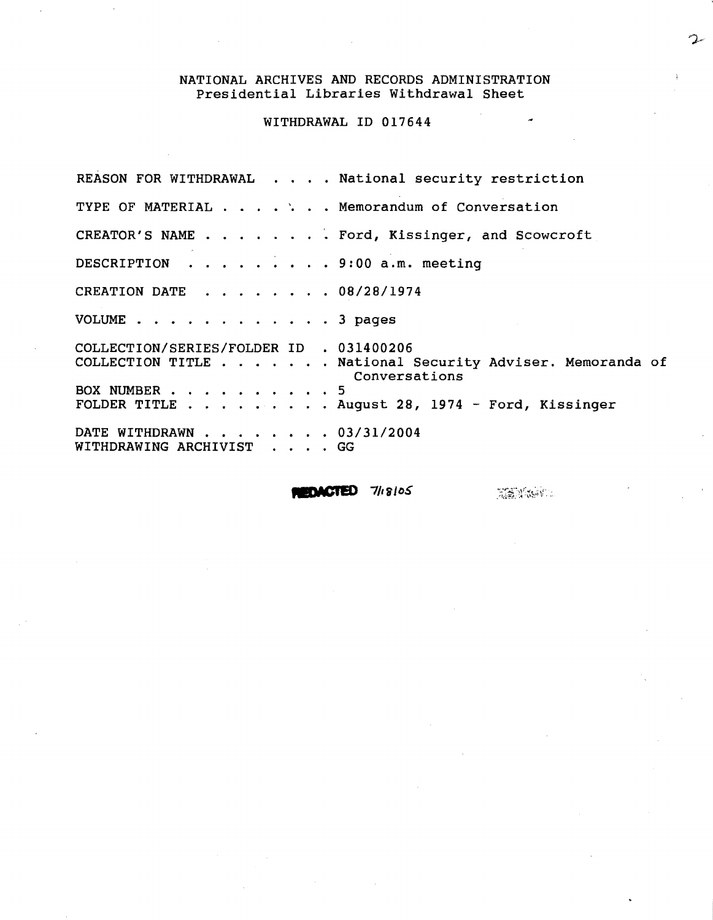NATIONAL ARCHIVES AND RECORDS ADMINISTRATION
Presidential Libraries Withdrawal Sheet

WITHDRAWAL ID 017644

REASON FOR WITHDRAWAL . . . . National security restriction

TYPE OF MATERIAL . . . . . . . Memorandum of Conversation

CREATOR'S NAME . . . . . . . . Ford, Kissinger, and Scowcroft

DESCRIPTION . . . . . . . . . 9:00 a.m. meeting

CREATION DATE . . . . . . . . 08/28/1974

VOLUME . . . . . . . . . . . . 3 pages

COLLECTION/SERIES/FOLDER ID . 031400206
COLLECTION TITLE . . . . . . . National Security Adviser. Memoranda of Conversations
BOX NUMBER . . . . . . . . . . 5
FOLDER TITLE . . . . . . . . . August 28, 1974 - Ford, Kissinger

DATE WITHDRAWN . . . . . . . . 03/31/2004
WITHDRAWING ARCHIVIST . . . . GG

REDACTED 7/18/05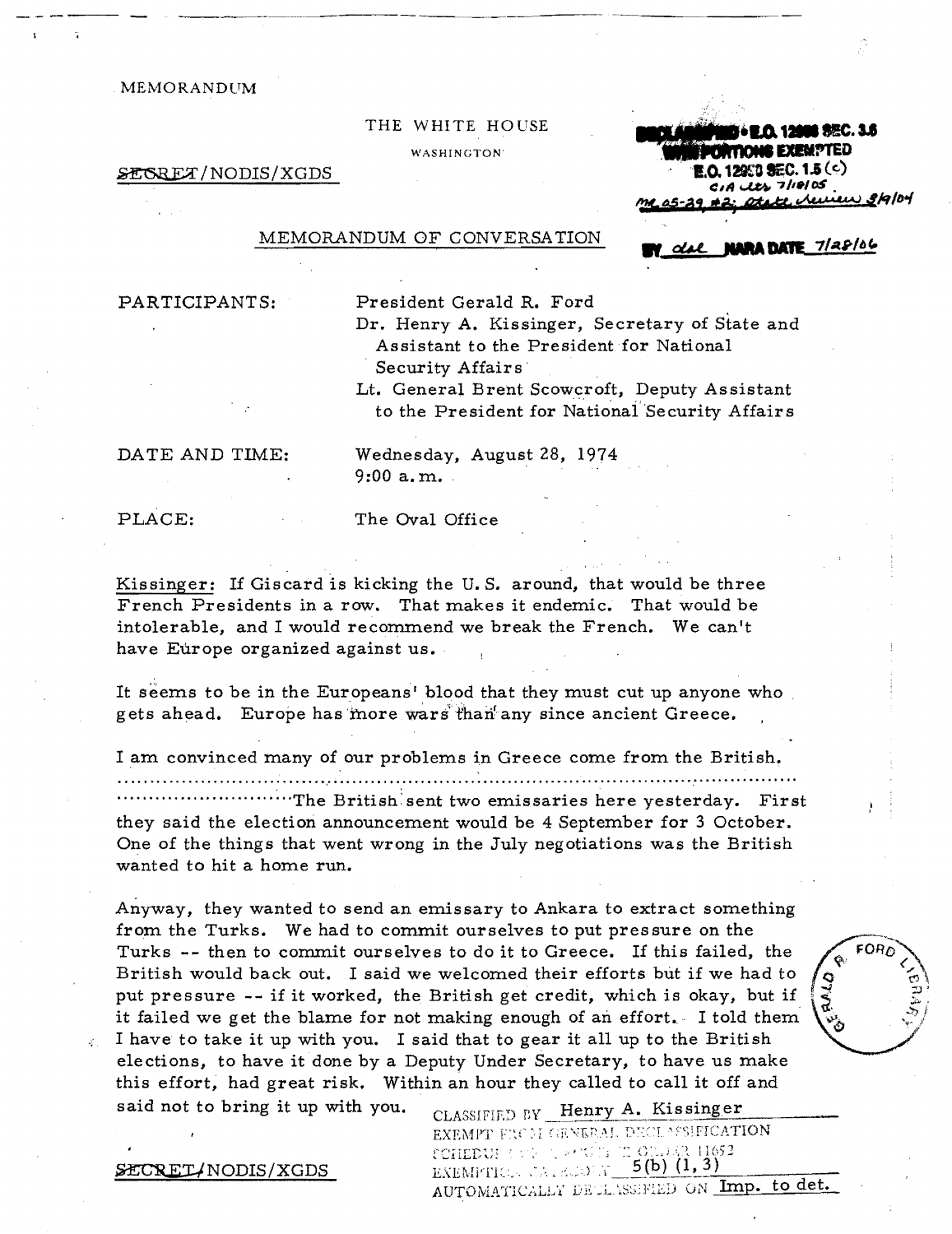MEMORANDUM

THE WHITE HOUSE

WASHINGTON

~~SECRET~~/NODIS/XGDS

DECLASSIFIED • E.O. 12958 SEC. 3.6
WITH PORTIONS EXEMPTED
E.O. 12958 SEC. 1.5 (c)
CIA ltr 7/18/05
MR 05-29 #2; State review 8/9/04
BY dal NARA DATE 7/28/06

MEMORANDUM OF CONVERSATION

PARTICIPANTS: President Gerald R. Ford
Dr. Henry A. Kissinger, Secretary of State and Assistant to the President for National Security Affairs
Lt. General Brent Scowcroft, Deputy Assistant to the President for National Security Affairs

DATE AND TIME: Wednesday, August 28, 1974
9:00 a.m.

PLACE: The Oval Office

Kissinger: If Giscard is kicking the U.S. around, that would be three French Presidents in a row. That makes it endemic. That would be intolerable, and I would recommend we break the French. We can't have Europe organized against us.

It seems to be in the Europeans' blood that they must cut up anyone who gets ahead. Europe has more wars than any since ancient Greece.

I am convinced many of our problems in Greece come from the British.
..............................................................................................................
..........................The British sent two emissaries here yesterday. First they said the election announcement would be 4 September for 3 October. One of the things that went wrong in the July negotiations was the British wanted to hit a home run.

Anyway, they wanted to send an emissary to Ankara to extract something from the Turks. We had to commit ourselves to put pressure on the Turks -- then to commit ourselves to do it to Greece. If this failed, the British would back out. I said we welcomed their efforts but if we had to put pressure -- if it worked, the British get credit, which is okay, but if it failed we get the blame for not making enough of an effort. I told them I have to take it up with you. I said that to gear it all up to the British elections, to have it done by a Deputy Under Secretary, to have us make this effort, had great risk. Within an hour they called to call it off and said not to bring it up with you.

CLASSIFIED BY Henry A. Kissinger
EXEMPT FROM GENERAL DECLASSIFICATION
SCHEDULE OF EXECUTIVE ORDER 11652
EXEMPTION CATEGORY 5(b) (1, 3)
AUTOMATICALLY DECLASSIFIED ON Imp. to det.

~~SECRET~~/NODIS/XGDS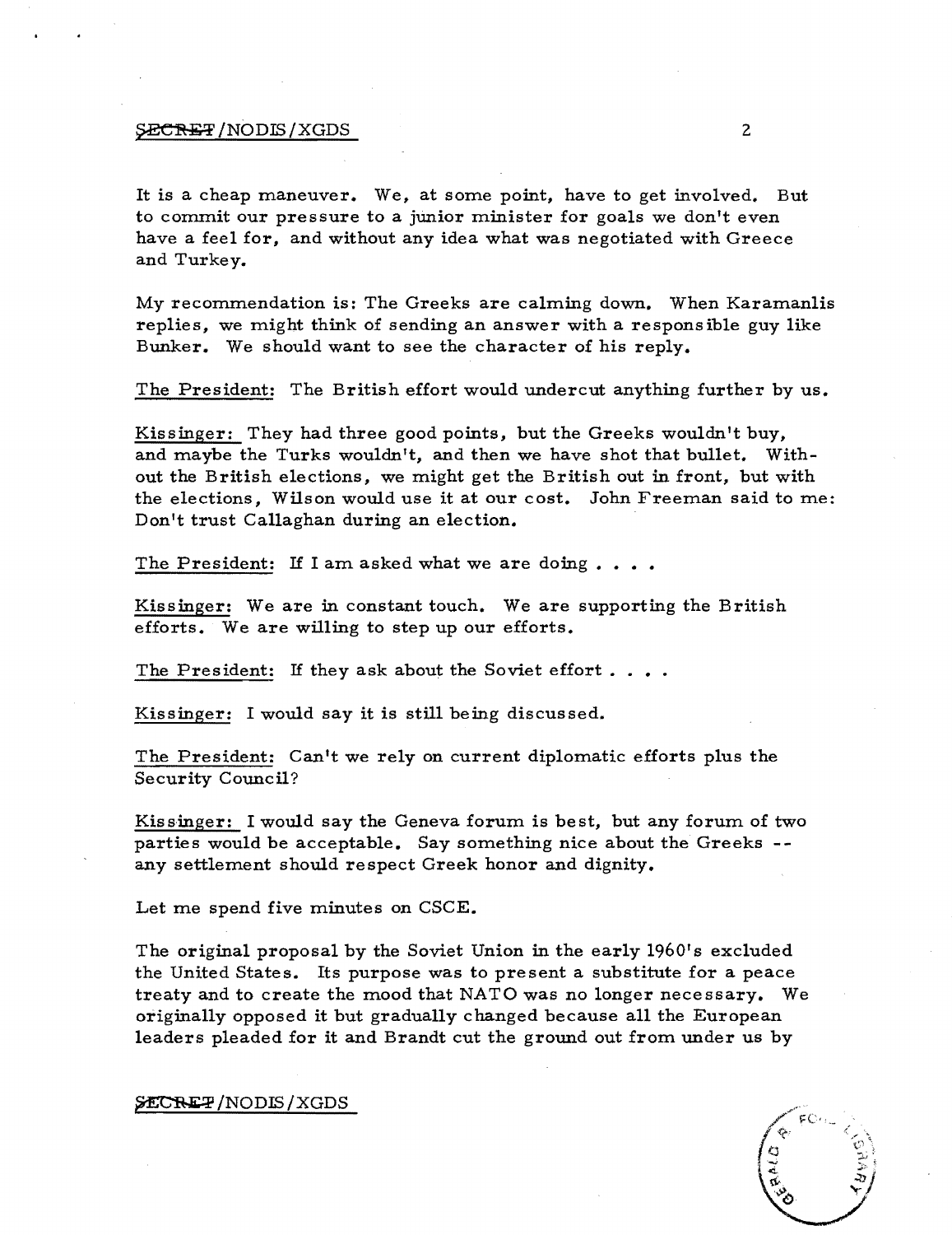It is a cheap maneuver. We, at some point, have to get involved. But to commit our pressure to a junior minister for goals we don't even have a feel for, and without any idea what was negotiated with Greece and Turkey.

My recommendation is: The Greeks are calming down. When Karamanlis replies, we might think of sending an answer with a responsible guy like Bunker. We should want to see the character of his reply.

The President: The British effort would undercut anything further by us.

Kissinger: They had three good points, but the Greeks wouldn't buy, and maybe the Turks wouldn't, and then we have shot that bullet. Without the British elections, we might get the British out in front, but with the elections, Wilson would use it at our cost. John Freeman said to me: Don't trust Callaghan during an election.

The President: If I am asked what we are doing . . . .

Kissinger: We are in constant touch. We are supporting the British efforts. We are willing to step up our efforts.

The President: If they ask about the Soviet effort . . . .

Kissinger: I would say it is still being discussed.

The President: Can't we rely on current diplomatic efforts plus the Security Council?

Kissinger: I would say the Geneva forum is best, but any forum of two parties would be acceptable. Say something nice about the Greeks -- any settlement should respect Greek honor and dignity.

Let me spend five minutes on CSCE.

The original proposal by the Soviet Union in the early 1960's excluded the United States. Its purpose was to present a substitute for a peace treaty and to create the mood that NATO was no longer necessary. We originally opposed it but gradually changed because all the European leaders pleaded for it and Brandt cut the ground out from under us by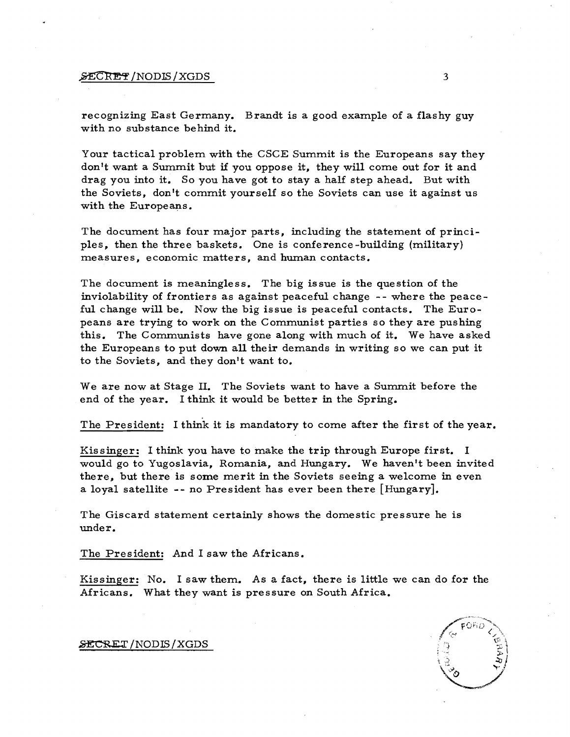recognizing East Germany. Brandt is a good example of a flashy guy with no substance behind it.

Your tactical problem with the CSCE Summit is the Europeans say they don't want a Summit but if you oppose it, they will come out for it and drag you into it. So you have got to stay a half step ahead. But with the Soviets, don't commit yourself so the Soviets can use it against us with the Europeans.

The document has four major parts, including the statement of principles, then the three baskets. One is conference-building (military) measures, economic matters, and human contacts.

The document is meaningless. The big issue is the question of the inviolability of frontiers as against peaceful change -- where the peaceful change will be. Now the big issue is peaceful contacts. The Europeans are trying to work on the Communist parties so they are pushing this. The Communists have gone along with much of it. We have asked the Europeans to put down all their demands in writing so we can put it to the Soviets, and they don't want to.

We are now at Stage II. The Soviets want to have a Summit before the end of the year. I think it would be better in the Spring.

The President: I think it is mandatory to come after the first of the year.

Kissinger: I think you have to make the trip through Europe first. I would go to Yugoslavia, Romania, and Hungary. We haven't been invited there, but there is some merit in the Soviets seeing a welcome in even a loyal satellite -- no President has ever been there [Hungary].

The Giscard statement certainly shows the domestic pressure he is under.

The President: And I saw the Africans.

Kissinger: No. I saw them. As a fact, there is little we can do for the Africans. What they want is pressure on South Africa.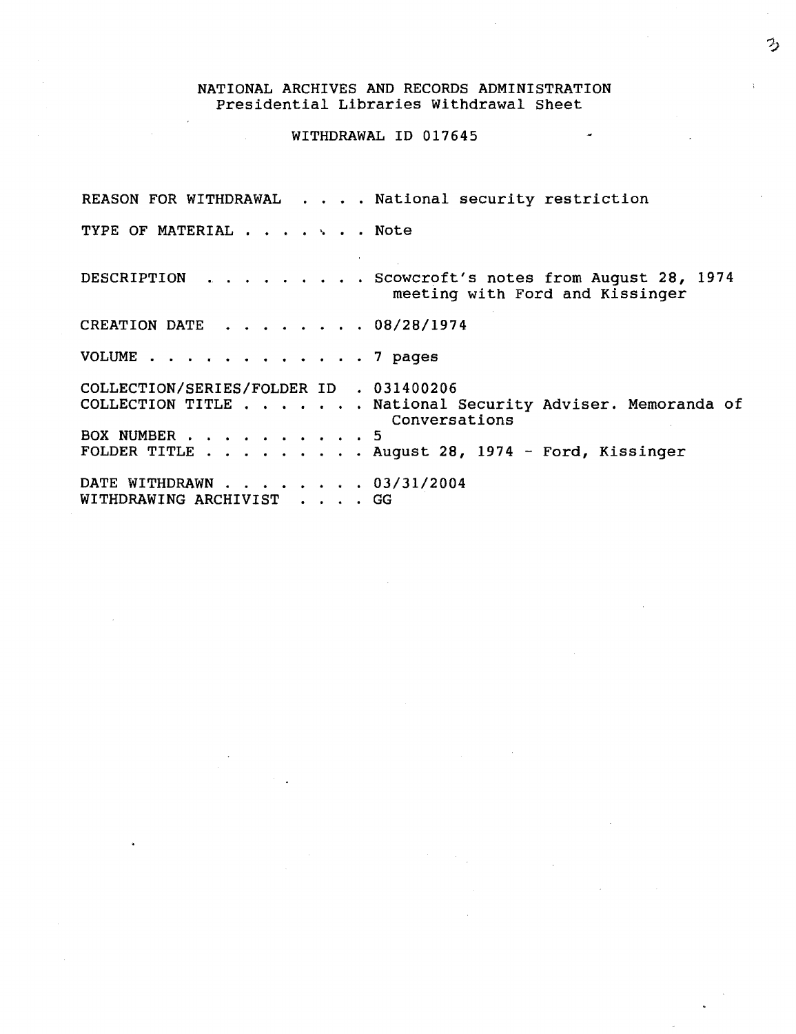# NATIONAL ARCHIVES AND RECORDS ADMINISTRATION
## Presidential Libraries Withdrawal Sheet

WITHDRAWAL ID 017645

REASON FOR WITHDRAWAL . . . . National security restriction

TYPE OF MATERIAL . . . . . . . Note

DESCRIPTION . . . . . . . . . Scowcroft's notes from August 28, 1974 meeting with Ford and Kissinger

CREATION DATE . . . . . . . . 08/28/1974

VOLUME . . . . . . . . . . . . 7 pages

COLLECTION/SERIES/FOLDER ID . 031400206
COLLECTION TITLE . . . . . . . National Security Adviser. Memoranda of Conversations
BOX NUMBER . . . . . . . . . . 5
FOLDER TITLE . . . . . . . . . August 28, 1974 - Ford, Kissinger

DATE WITHDRAWN . . . . . . . . 03/31/2004
WITHDRAWING ARCHIVIST . . . . GG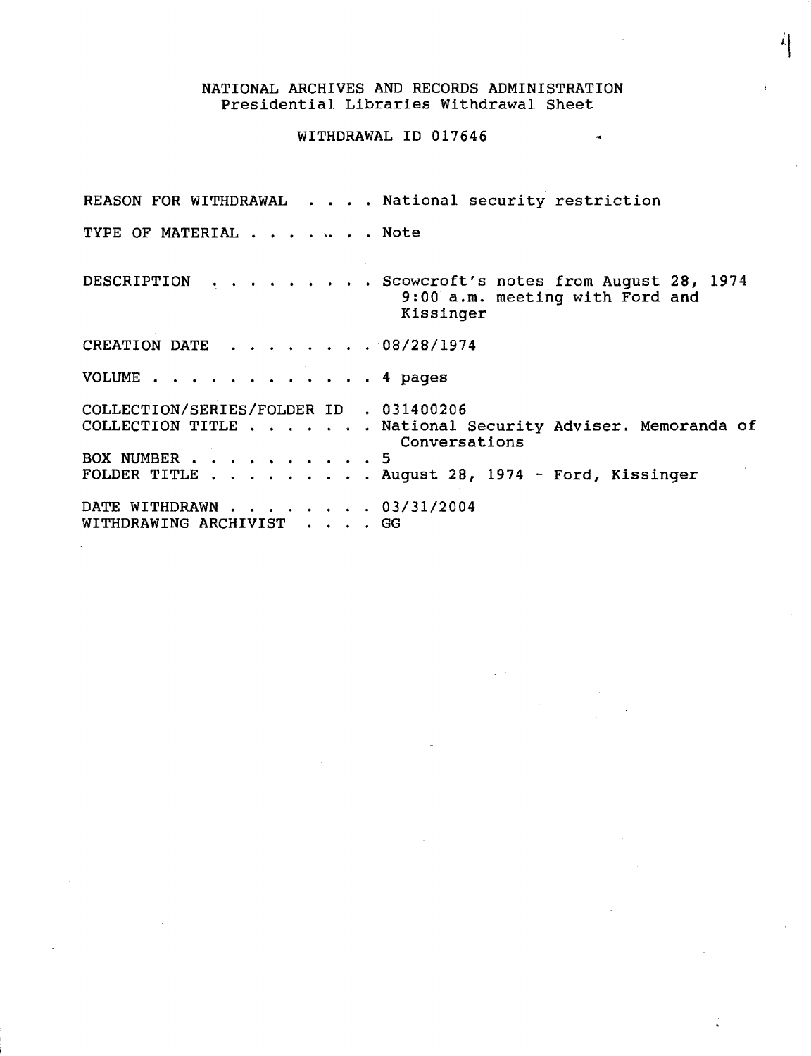NATIONAL ARCHIVES AND RECORDS ADMINISTRATION
Presidential Libraries Withdrawal Sheet

WITHDRAWAL ID 017646

| | |
|---|---|
| REASON FOR WITHDRAWAL . . . . | National security restriction |
| TYPE OF MATERIAL . . . . . . . | Note |
| DESCRIPTION . . . . . . . . . | Scowcroft's notes from August 28, 1974 9:00 a.m. meeting with Ford and Kissinger |
| CREATION DATE . . . . . . . . | 08/28/1974 |
| VOLUME . . . . . . . . . . . . | 4 pages |
| COLLECTION/SERIES/FOLDER ID . | 031400206 |
| COLLECTION TITLE . . . . . . . | National Security Adviser. Memoranda of Conversations |
| BOX NUMBER . . . . . . . . . . | 5 |
| FOLDER TITLE . . . . . . . . . | August 28, 1974 - Ford, Kissinger |
| DATE WITHDRAWN . . . . . . . . | 03/31/2004 |
| WITHDRAWING ARCHIVIST . . . . | GG |